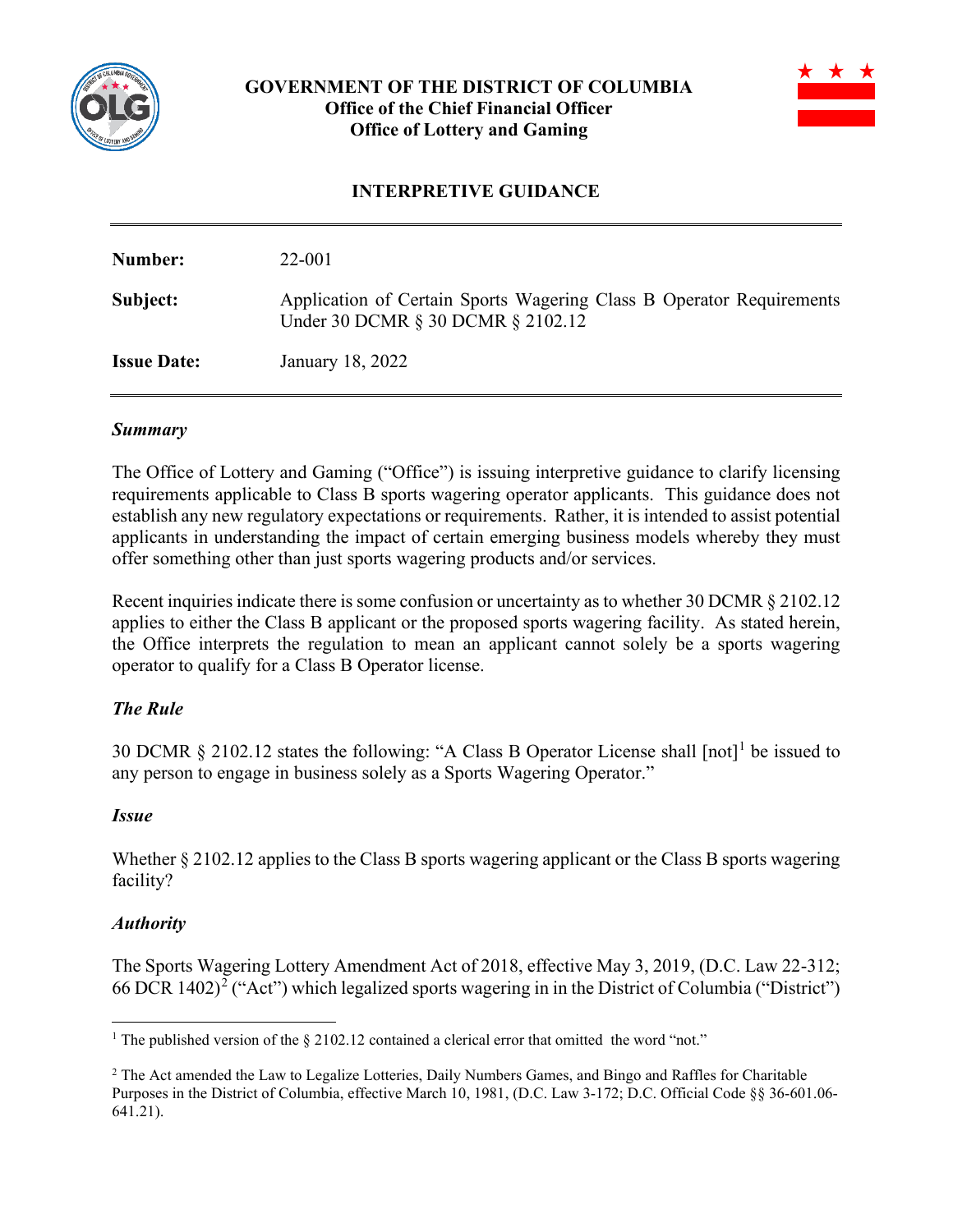**GOVERNMENT OF THE DISTRICT OF COLUMBIA**
**Office of the Chief Financial Officer**
**Office of Lottery and Gaming**

## INTERPRETIVE GUIDANCE

---

| | |
|---|---|
| **Number:** | 22-001 |
| **Subject:** | Application of Certain Sports Wagering Class B Operator Requirements Under 30 DCMR § 30 DCMR § 2102.12 |
| **Issue Date:** | January 18, 2022 |

---

### *Summary*

The Office of Lottery and Gaming ("Office") is issuing interpretive guidance to clarify licensing requirements applicable to Class B sports wagering operator applicants. This guidance does not establish any new regulatory expectations or requirements. Rather, it is intended to assist potential applicants in understanding the impact of certain emerging business models whereby they must offer something other than just sports wagering products and/or services.

Recent inquiries indicate there is some confusion or uncertainty as to whether 30 DCMR § 2102.12 applies to either the Class B applicant or the proposed sports wagering facility. As stated herein, the Office interprets the regulation to mean an applicant cannot solely be a sports wagering operator to qualify for a Class B Operator license.

### *The Rule*

30 DCMR § 2102.12 states the following: "A Class B Operator License shall [not][1] be issued to any person to engage in business solely as a Sports Wagering Operator."

### *Issue*

Whether § 2102.12 applies to the Class B sports wagering applicant or the Class B sports wagering facility?

### *Authority*

The Sports Wagering Lottery Amendment Act of 2018, effective May 3, 2019, (D.C. Law 22-312; 66 DCR 1402)[2] ("Act") which legalized sports wagering in in the District of Columbia ("District")

---

[1] The published version of the § 2102.12 contained a clerical error that omitted the word "not."

[2] The Act amended the Law to Legalize Lotteries, Daily Numbers Games, and Bingo and Raffles for Charitable Purposes in the District of Columbia, effective March 10, 1981, (D.C. Law 3-172; D.C. Official Code §§ 36-601.06-641.21).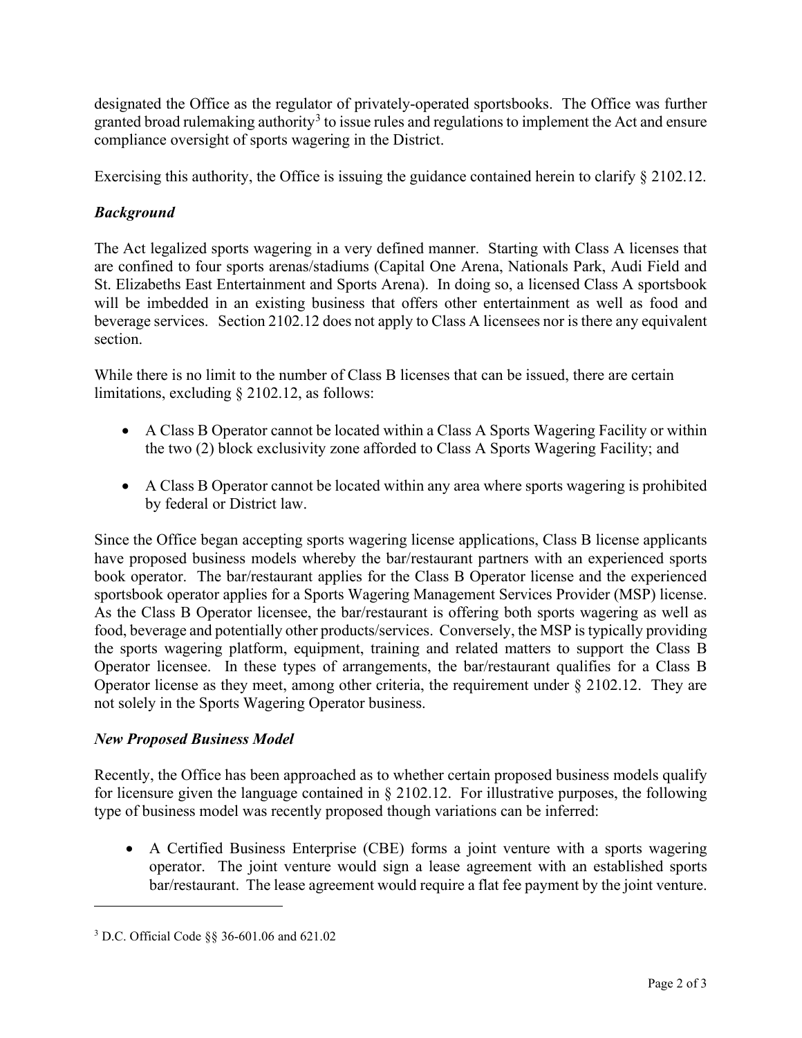designated the Office as the regulator of privately-operated sportsbooks. The Office was further granted broad rulemaking authority[3] to issue rules and regulations to implement the Act and ensure compliance oversight of sports wagering in the District.

Exercising this authority, the Office is issuing the guidance contained herein to clarify § 2102.12.

***Background***

The Act legalized sports wagering in a very defined manner. Starting with Class A licenses that are confined to four sports arenas/stadiums (Capital One Arena, Nationals Park, Audi Field and St. Elizabeths East Entertainment and Sports Arena). In doing so, a licensed Class A sportsbook will be imbedded in an existing business that offers other entertainment as well as food and beverage services. Section 2102.12 does not apply to Class A licensees nor is there any equivalent section.

While there is no limit to the number of Class B licenses that can be issued, there are certain limitations, excluding § 2102.12, as follows:

- A Class B Operator cannot be located within a Class A Sports Wagering Facility or within the two (2) block exclusivity zone afforded to Class A Sports Wagering Facility; and
- A Class B Operator cannot be located within any area where sports wagering is prohibited by federal or District law.

Since the Office began accepting sports wagering license applications, Class B license applicants have proposed business models whereby the bar/restaurant partners with an experienced sports book operator. The bar/restaurant applies for the Class B Operator license and the experienced sportsbook operator applies for a Sports Wagering Management Services Provider (MSP) license. As the Class B Operator licensee, the bar/restaurant is offering both sports wagering as well as food, beverage and potentially other products/services. Conversely, the MSP is typically providing the sports wagering platform, equipment, training and related matters to support the Class B Operator licensee. In these types of arrangements, the bar/restaurant qualifies for a Class B Operator license as they meet, among other criteria, the requirement under § 2102.12. They are not solely in the Sports Wagering Operator business.

***New Proposed Business Model***

Recently, the Office has been approached as to whether certain proposed business models qualify for licensure given the language contained in § 2102.12. For illustrative purposes, the following type of business model was recently proposed though variations can be inferred:

- A Certified Business Enterprise (CBE) forms a joint venture with a sports wagering operator. The joint venture would sign a lease agreement with an established sports bar/restaurant. The lease agreement would require a flat fee payment by the joint venture.

[3] D.C. Official Code §§ 36-601.06 and 621.02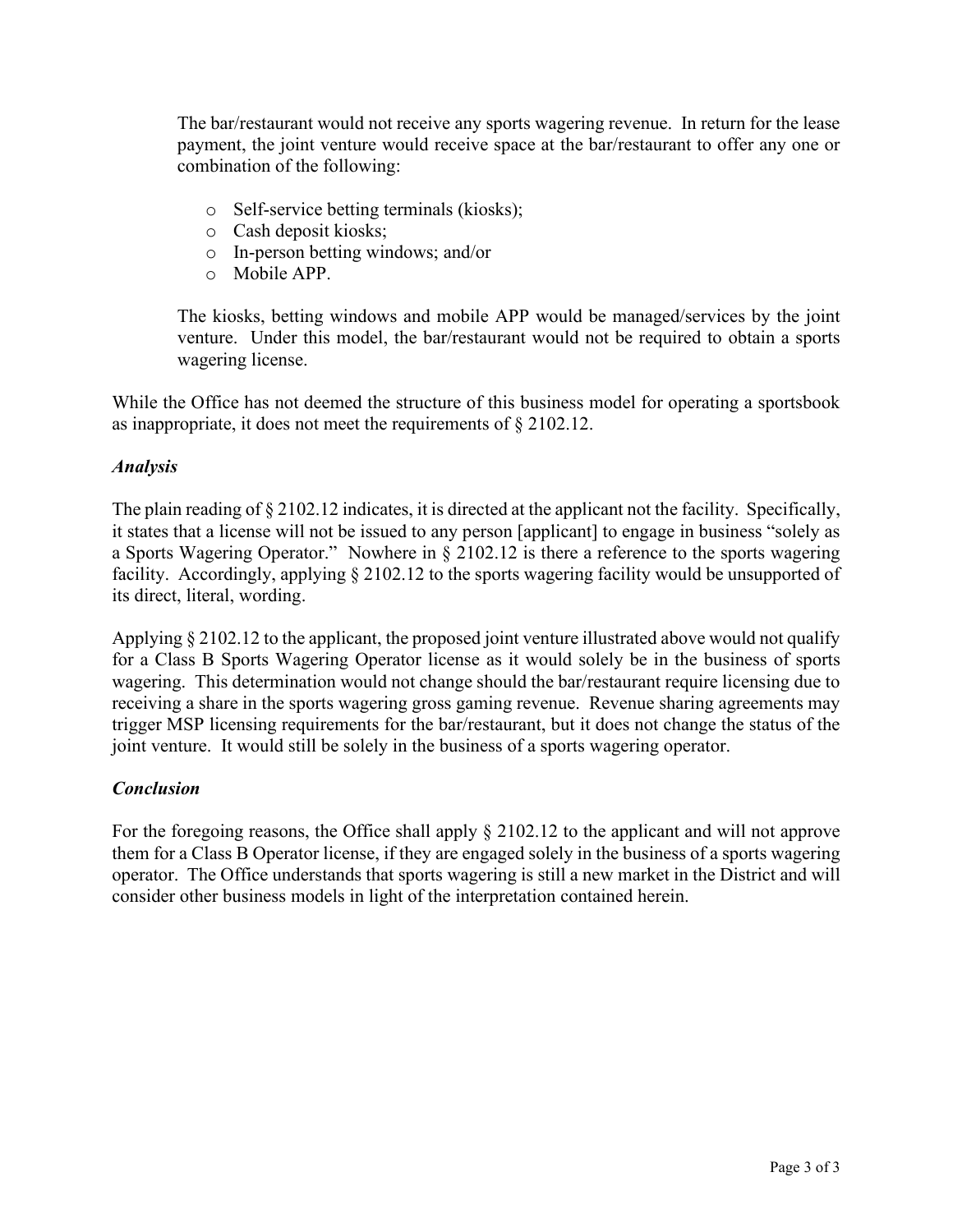The bar/restaurant would not receive any sports wagering revenue. In return for the lease payment, the joint venture would receive space at the bar/restaurant to offer any one or combination of the following:

- Self-service betting terminals (kiosks);
- Cash deposit kiosks;
- In-person betting windows; and/or
- Mobile APP.

The kiosks, betting windows and mobile APP would be managed/services by the joint venture. Under this model, the bar/restaurant would not be required to obtain a sports wagering license.

While the Office has not deemed the structure of this business model for operating a sportsbook as inappropriate, it does not meet the requirements of § 2102.12.

### *Analysis*

The plain reading of § 2102.12 indicates, it is directed at the applicant not the facility. Specifically, it states that a license will not be issued to any person [applicant] to engage in business "solely as a Sports Wagering Operator." Nowhere in § 2102.12 is there a reference to the sports wagering facility. Accordingly, applying § 2102.12 to the sports wagering facility would be unsupported of its direct, literal, wording.

Applying § 2102.12 to the applicant, the proposed joint venture illustrated above would not qualify for a Class B Sports Wagering Operator license as it would solely be in the business of sports wagering. This determination would not change should the bar/restaurant require licensing due to receiving a share in the sports wagering gross gaming revenue. Revenue sharing agreements may trigger MSP licensing requirements for the bar/restaurant, but it does not change the status of the joint venture. It would still be solely in the business of a sports wagering operator.

### *Conclusion*

For the foregoing reasons, the Office shall apply § 2102.12 to the applicant and will not approve them for a Class B Operator license, if they are engaged solely in the business of a sports wagering operator. The Office understands that sports wagering is still a new market in the District and will consider other business models in light of the interpretation contained herein.